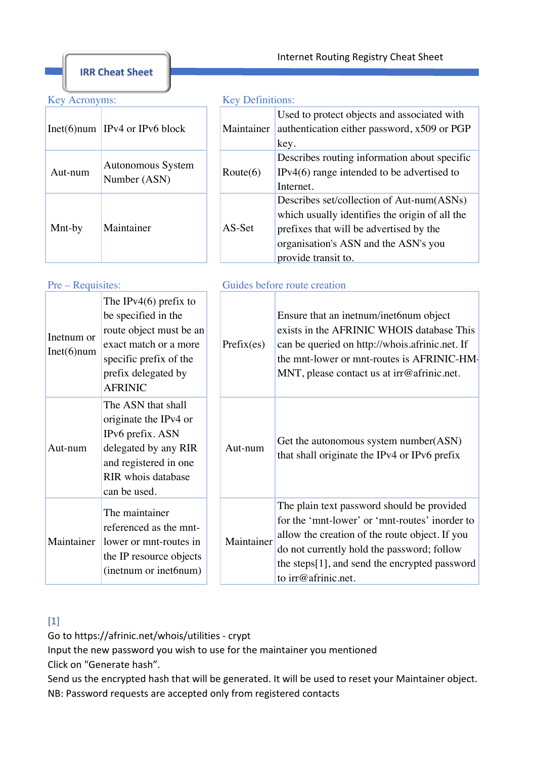# IRR Cheat Sheet

Internet Routing Registry Cheat Sheet

## Key Acronyms:

| | |
|---|---|
| Inet(6)num | IPv4 or IPv6 block |
| Aut-num | Autonomous System Number (ASN) |
| Mnt-by | Maintainer |

## Key Definitions:

| | |
|---|---|
| Maintainer | Used to protect objects and associated with authentication either password, x509 or PGP key. |
| Route(6) | Describes routing information about specific IPv4(6) range intended to be advertised to Internet. |
| AS-Set | Describes set/collection of Aut-num(ASNs) which usually identifies the origin of all the prefixes that will be advertised by the organisation's ASN and the ASN's you provide transit to. |

## Pre – Requisites:

| | |
|---|---|
| Inetnum or Inet(6)num | The IPv4(6) prefix to be specified in the route object must be an exact match or a more specific prefix of the prefix delegated by AFRINIC |
| Aut-num | The ASN that shall originate the IPv4 or IPv6 prefix. ASN delegated by any RIR and registered in one RIR whois database can be used. |
| Maintainer | The maintainer referenced as the mnt-lower or mnt-routes in the IP resource objects (inetnum or inet6num) |

## Guides before route creation

| | |
|---|---|
| Prefix(es) | Ensure that an inetnum/inet6num object exists in the AFRINIC WHOIS database This can be queried on http://whois.afrinic.net. If the mnt-lower or mnt-routes is AFRINIC-HM-MNT, please contact us at irr@afrinic.net. |
| Aut-num | Get the autonomous system number(ASN) that shall originate the IPv4 or IPv6 prefix |
| Maintainer | The plain text password should be provided for the 'mnt-lower' or 'mnt-routes' inorder to allow the creation of the route object. If you do not currently hold the password; follow the steps[1], and send the encrypted password to irr@afrinic.net. |

[1]
Go to https://afrinic.net/whois/utilities - crypt
Input the new password you wish to use for the maintainer you mentioned
Click on "Generate hash".
Send us the encrypted hash that will be generated. It will be used to reset your Maintainer object.
NB: Password requests are accepted only from registered contacts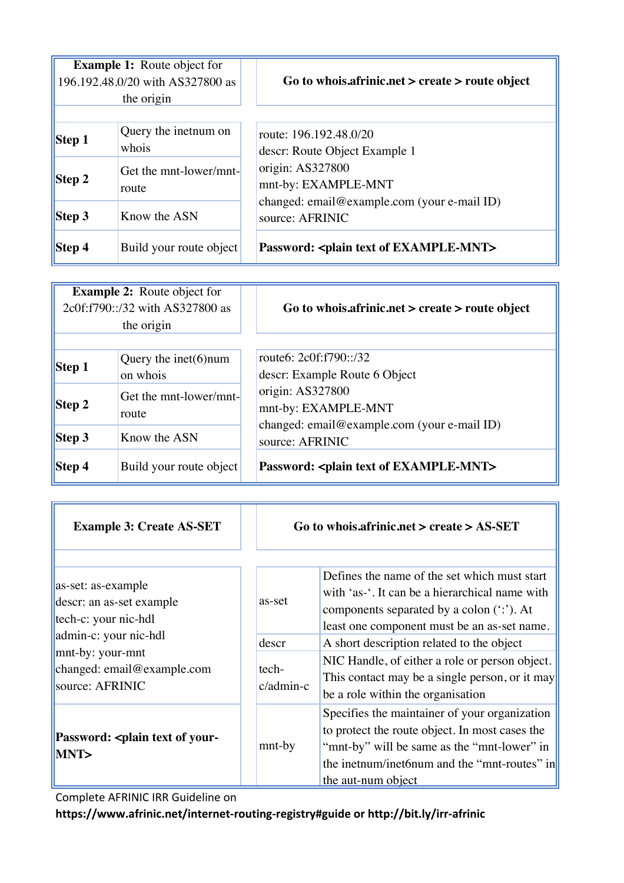| **Example 1:** Route object for 196.192.48.0/20 with AS327800 as the origin | | **Go to whois.afrinic.net > create > route object** |
|---|---|---|
| **Step 1** | Query the inetnum on whois | route: 196.192.48.0/20<br>descr: Route Object Example 1<br>origin: AS327800<br>mnt-by: EXAMPLE-MNT<br>changed: email@example.com (your e-mail ID)<br>source: AFRINIC |
| **Step 2** | Get the mnt-lower/mnt-route | |
| **Step 3** | Know the ASN | |
| **Step 4** | Build your route object | **Password: <plain text of EXAMPLE-MNT>** |

| **Example 2:** Route object for 2c0f:f790::/32 with AS327800 as the origin | | **Go to whois.afrinic.net > create > route object** |
|---|---|---|
| **Step 1** | Query the inet(6)num on whois | route6: 2c0f:f790::/32<br>descr: Example Route 6 Object<br>origin: AS327800<br>mnt-by: EXAMPLE-MNT<br>changed: email@example.com (your e-mail ID)<br>source: AFRINIC |
| **Step 2** | Get the mnt-lower/mnt-route | |
| **Step 3** | Know the ASN | |
| **Step 4** | Build your route object | **Password: <plain text of EXAMPLE-MNT>** |

| **Example 3: Create AS-SET** | **Go to whois.afrinic.net > create > AS-SET** | |
|---|---|---|
| as-set: as-example<br>descr: an as-set example<br>tech-c: your nic-hdl<br>admin-c: your nic-hdl<br>mnt-by: your-mnt<br>changed: email@example.com<br>source: AFRINIC | as-set | Defines the name of the set which must start with 'as-'. It can be a hierarchical name with components separated by a colon (':'). At least one component must be an as-set name. |
| | descr | A short description related to the object |
| | tech-c/admin-c | NIC Handle, of either a role or person object. This contact may be a single person, or it may be a role within the organisation |
| **Password: <plain text of your-MNT>** | mnt-by | Specifies the maintainer of your organization to protect the route object. In most cases the "mnt-by" will be same as the "mnt-lower" in the inetnum/inet6num and the "mnt-routes" in the aut-num object |

Complete AFRINIC IRR Guideline on
**https://www.afrinic.net/internet-routing-registry#guide or http://bit.ly/irr-afrinic**